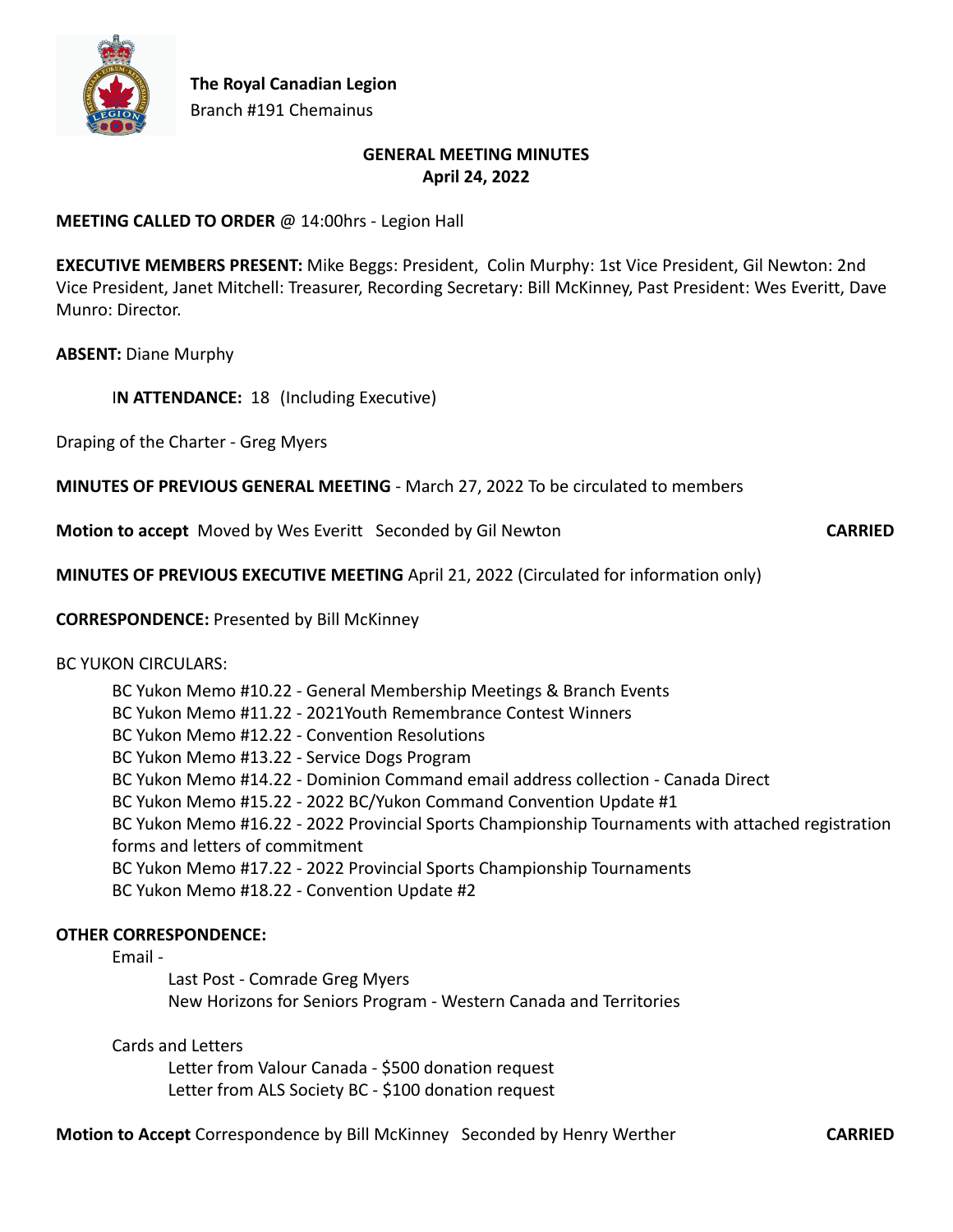**The Royal Canadian Legion**
Branch #191 Chemainus

## GENERAL MEETING MINUTES
## April 24, 2022

**MEETING CALLED TO ORDER** @ 14:00hrs - Legion Hall

**EXECUTIVE MEMBERS PRESENT:** Mike Beggs: President, Colin Murphy: 1st Vice President, Gil Newton: 2nd Vice President, Janet Mitchell: Treasurer, Recording Secretary: Bill McKinney, Past President: Wes Everitt, Dave Munro: Director.

**ABSENT:** Diane Murphy

I**N ATTENDANCE:** 18 (Including Executive)

Draping of the Charter - Greg Myers

**MINUTES OF PREVIOUS GENERAL MEETING** - March 27, 2022 To be circulated to members

**Motion to accept** Moved by Wes Everitt Seconded by Gil Newton **CARRIED**

**MINUTES OF PREVIOUS EXECUTIVE MEETING** April 21, 2022 (Circulated for information only)

**CORRESPONDENCE:** Presented by Bill McKinney

BC YUKON CIRCULARS:

- BC Yukon Memo #10.22 - General Membership Meetings & Branch Events
- BC Yukon Memo #11.22 - 2021Youth Remembrance Contest Winners
- BC Yukon Memo #12.22 - Convention Resolutions
- BC Yukon Memo #13.22 - Service Dogs Program
- BC Yukon Memo #14.22 - Dominion Command email address collection - Canada Direct
- BC Yukon Memo #15.22 - 2022 BC/Yukon Command Convention Update #1
- BC Yukon Memo #16.22 - 2022 Provincial Sports Championship Tournaments with attached registration forms and letters of commitment
- BC Yukon Memo #17.22 - 2022 Provincial Sports Championship Tournaments
- BC Yukon Memo #18.22 - Convention Update #2

**OTHER CORRESPONDENCE:**

Email -

- Last Post - Comrade Greg Myers
- New Horizons for Seniors Program - Western Canada and Territories

Cards and Letters

- Letter from Valour Canada - $500 donation request
- Letter from ALS Society BC - $100 donation request

**Motion to Accept** Correspondence by Bill McKinney Seconded by Henry Werther **CARRIED**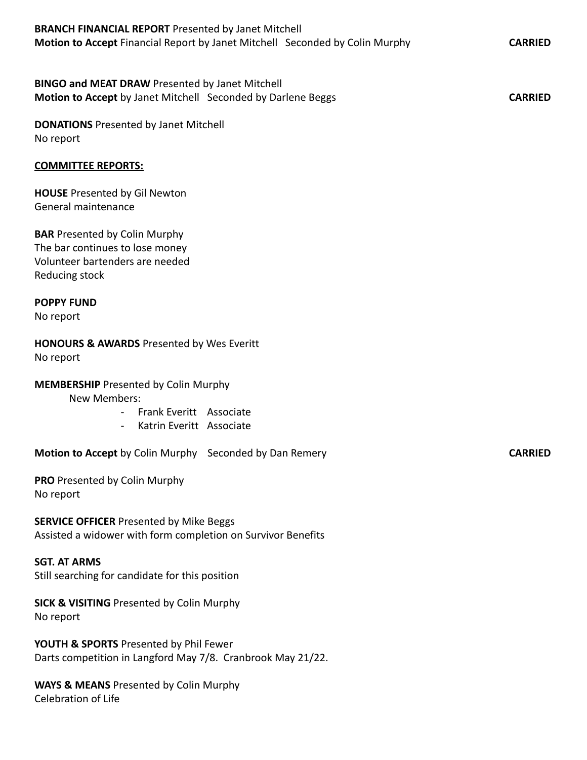**BRANCH FINANCIAL REPORT** Presented by Janet Mitchell
**Motion to Accept** Financial Report by Janet Mitchell Seconded by Colin Murphy **CARRIED**

**BINGO and MEAT DRAW** Presented by Janet Mitchell
**Motion to Accept** by Janet Mitchell Seconded by Darlene Beggs **CARRIED**

**DONATIONS** Presented by Janet Mitchell
No report

**<u>COMMITTEE REPORTS:</u>**

**HOUSE** Presented by Gil Newton
General maintenance

**BAR** Presented by Colin Murphy
The bar continues to lose money
Volunteer bartenders are needed
Reducing stock

**POPPY FUND**
No report

**HONOURS & AWARDS** Presented by Wes Everitt
No report

**MEMBERSHIP** Presented by Colin Murphy
New Members:
- Frank Everitt Associate
- Katrin Everitt Associate

**Motion to Accept** by Colin Murphy Seconded by Dan Remery **CARRIED**

**PRO** Presented by Colin Murphy
No report

**SERVICE OFFICER** Presented by Mike Beggs
Assisted a widower with form completion on Survivor Benefits

**SGT. AT ARMS**
Still searching for candidate for this position

**SICK & VISITING** Presented by Colin Murphy
No report

**YOUTH & SPORTS** Presented by Phil Fewer
Darts competition in Langford May 7/8. Cranbrook May 21/22.

**WAYS & MEANS** Presented by Colin Murphy
Celebration of Life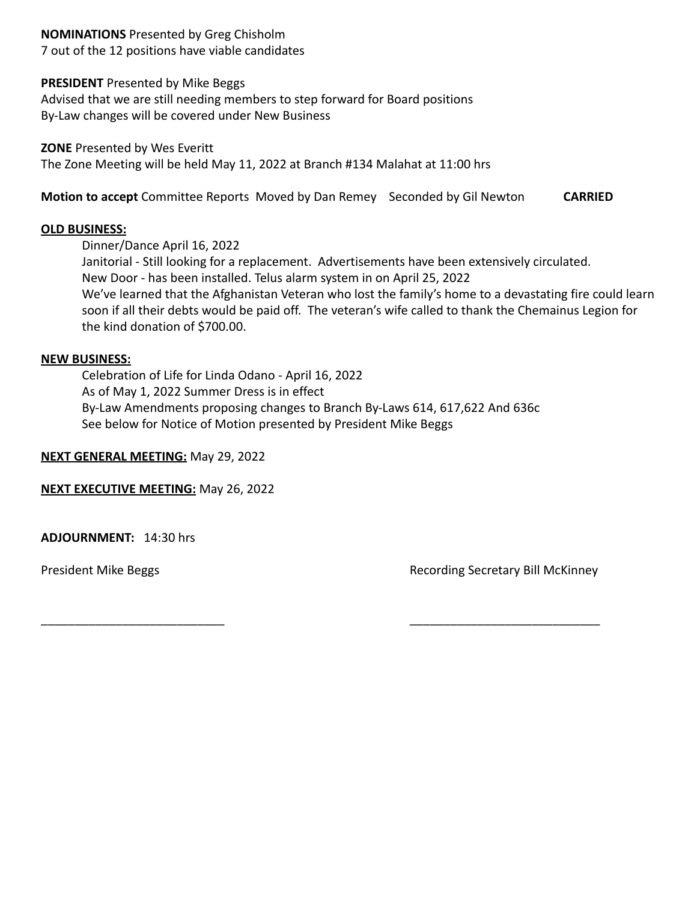**NOMINATIONS** Presented by Greg Chisholm
7 out of the 12 positions have viable candidates

**PRESIDENT** Presented by Mike Beggs
Advised that we are still needing members to step forward for Board positions
By-Law changes will be covered under New Business

**ZONE** Presented by Wes Everitt
The Zone Meeting will be held May 11, 2022 at Branch #134 Malahat at 11:00 hrs

**Motion to accept** Committee Reports Moved by Dan Remey Seconded by Gil Newton **CARRIED**

**OLD BUSINESS:**

Dinner/Dance April 16, 2022
Janitorial - Still looking for a replacement. Advertisements have been extensively circulated.
New Door - has been installed. Telus alarm system in on April 25, 2022
We've learned that the Afghanistan Veteran who lost the family's home to a devastating fire could learn soon if all their debts would be paid off. The veteran's wife called to thank the Chemainus Legion for the kind donation of $700.00.

**NEW BUSINESS:**

Celebration of Life for Linda Odano - April 16, 2022
As of May 1, 2022 Summer Dress is in effect
By-Law Amendments proposing changes to Branch By-Laws 614, 617,622 And 636c
See below for Notice of Motion presented by President Mike Beggs

**NEXT GENERAL MEETING:** May 29, 2022

**NEXT EXECUTIVE MEETING:** May 26, 2022

**ADJOURNMENT:** 14:30 hrs

President Mike Beggs Recording Secretary Bill McKinney

\_\_\_\_\_\_\_\_\_\_\_\_\_\_\_\_\_\_\_\_\_\_\_\_\_\_\_\_ \_\_\_\_\_\_\_\_\_\_\_\_\_\_\_\_\_\_\_\_\_\_\_\_\_\_\_\_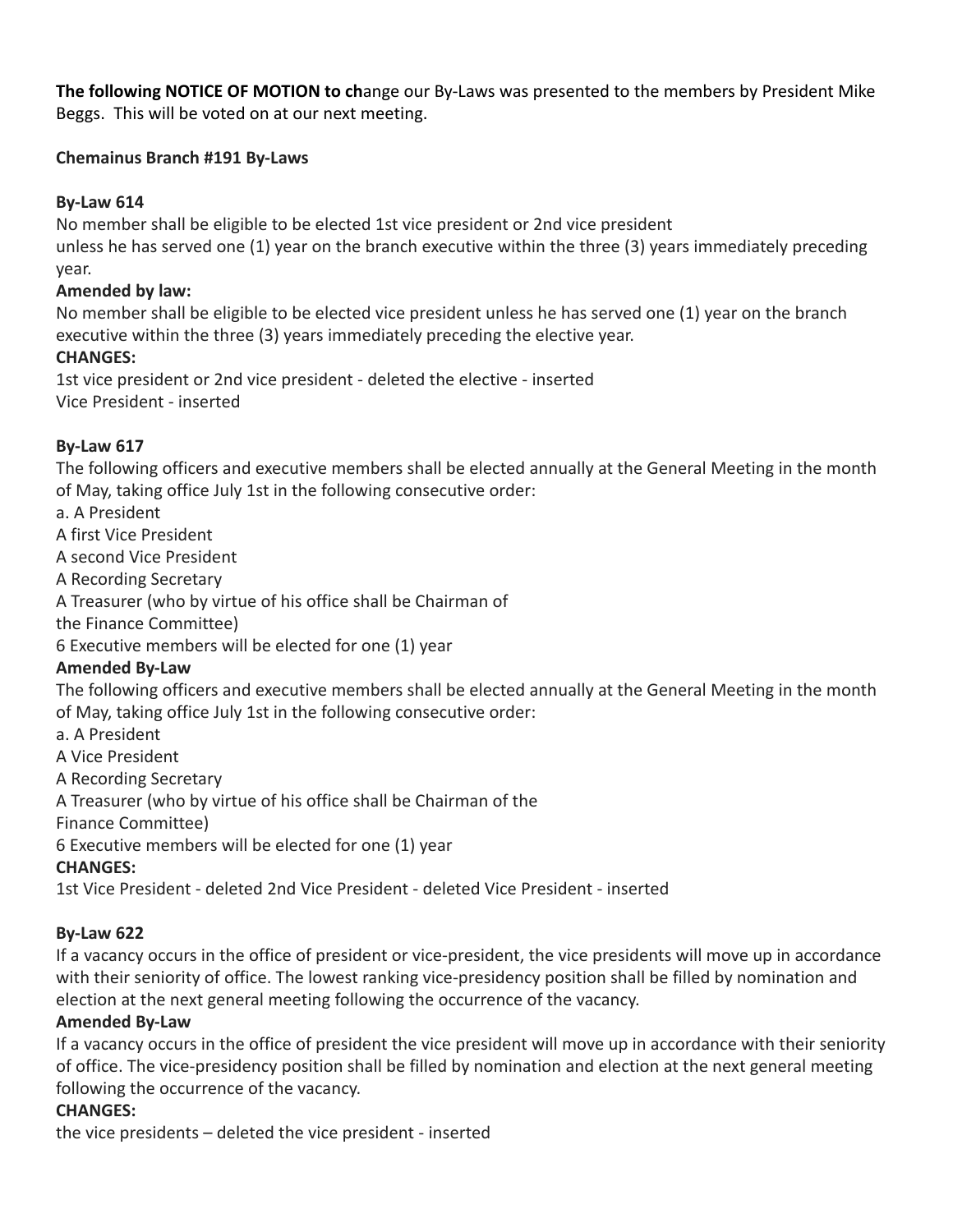**The following NOTICE OF MOTION to ch**ange our By-Laws was presented to the members by President Mike Beggs. This will be voted on at our next meeting.

**Chemainus Branch #191 By-Laws**

**By-Law 614**

No member shall be eligible to be elected 1st vice president or 2nd vice president
unless he has served one (1) year on the branch executive within the three (3) years immediately preceding year.

**Amended by law:**

No member shall be eligible to be elected vice president unless he has served one (1) year on the branch executive within the three (3) years immediately preceding the elective year.

**CHANGES:**

1st vice president or 2nd vice president - deleted the elective - inserted
Vice President - inserted

**By-Law 617**

The following officers and executive members shall be elected annually at the General Meeting in the month of May, taking office July 1st in the following consecutive order:

a. A President
A first Vice President
A second Vice President
A Recording Secretary
A Treasurer (who by virtue of his office shall be Chairman of
the Finance Committee)
6 Executive members will be elected for one (1) year

**Amended By-Law**

The following officers and executive members shall be elected annually at the General Meeting in the month of May, taking office July 1st in the following consecutive order:

a. A President
A Vice President
A Recording Secretary
A Treasurer (who by virtue of his office shall be Chairman of the
Finance Committee)
6 Executive members will be elected for one (1) year

**CHANGES:**

1st Vice President - deleted 2nd Vice President - deleted Vice President - inserted

**By-Law 622**

If a vacancy occurs in the office of president or vice-president, the vice presidents will move up in accordance with their seniority of office. The lowest ranking vice-presidency position shall be filled by nomination and election at the next general meeting following the occurrence of the vacancy.

**Amended By-Law**

If a vacancy occurs in the office of president the vice president will move up in accordance with their seniority of office. The vice-presidency position shall be filled by nomination and election at the next general meeting following the occurrence of the vacancy.

**CHANGES:**

the vice presidents – deleted the vice president - inserted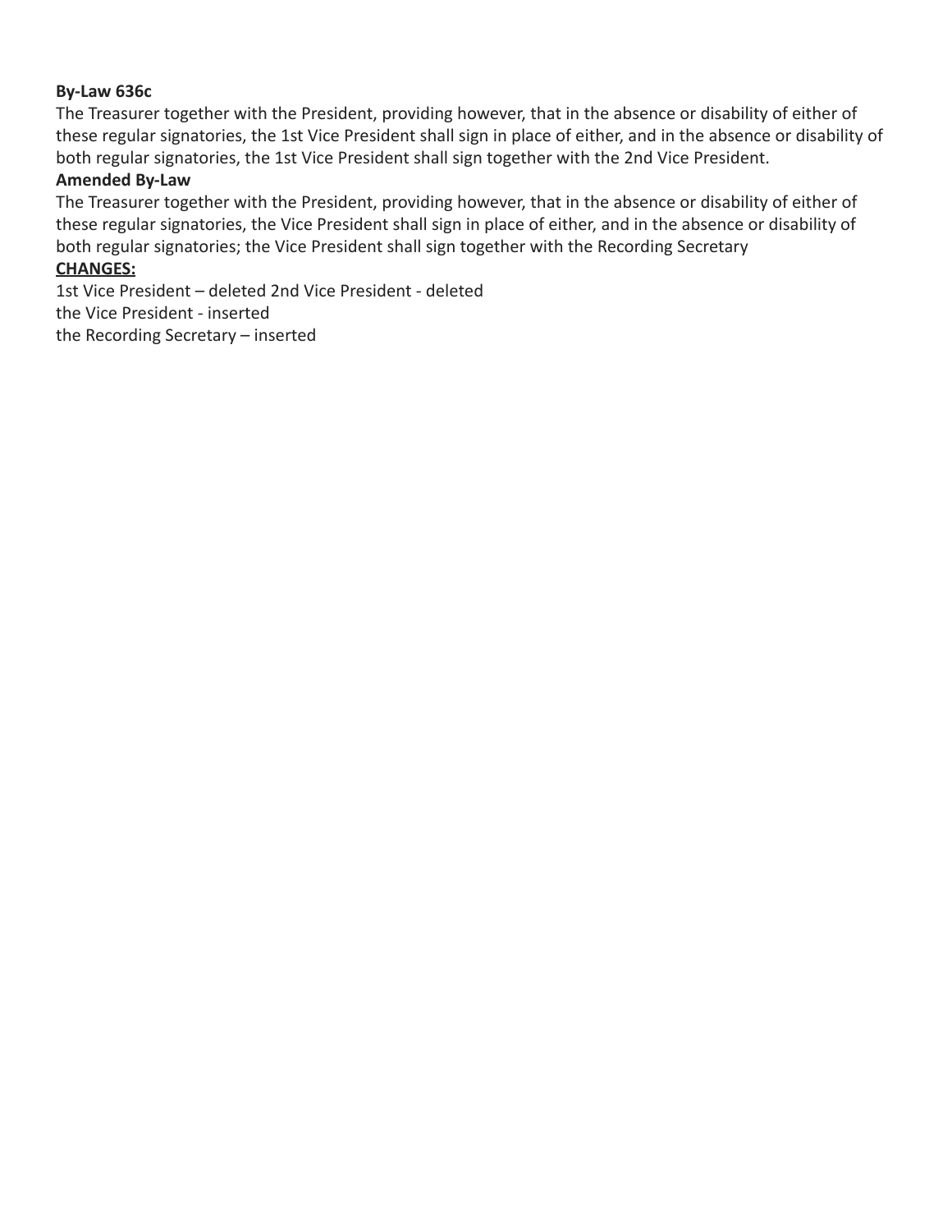**By-Law 636c**

The Treasurer together with the President, providing however, that in the absence or disability of either of these regular signatories, the 1st Vice President shall sign in place of either, and in the absence or disability of both regular signatories, the 1st Vice President shall sign together with the 2nd Vice President.

**Amended By-Law**

The Treasurer together with the President, providing however, that in the absence or disability of either of these regular signatories, the Vice President shall sign in place of either, and in the absence or disability of both regular signatories; the Vice President shall sign together with the Recording Secretary

**<u>CHANGES:</u>**

1st Vice President – deleted 2nd Vice President - deleted
the Vice President - inserted
the Recording Secretary – inserted